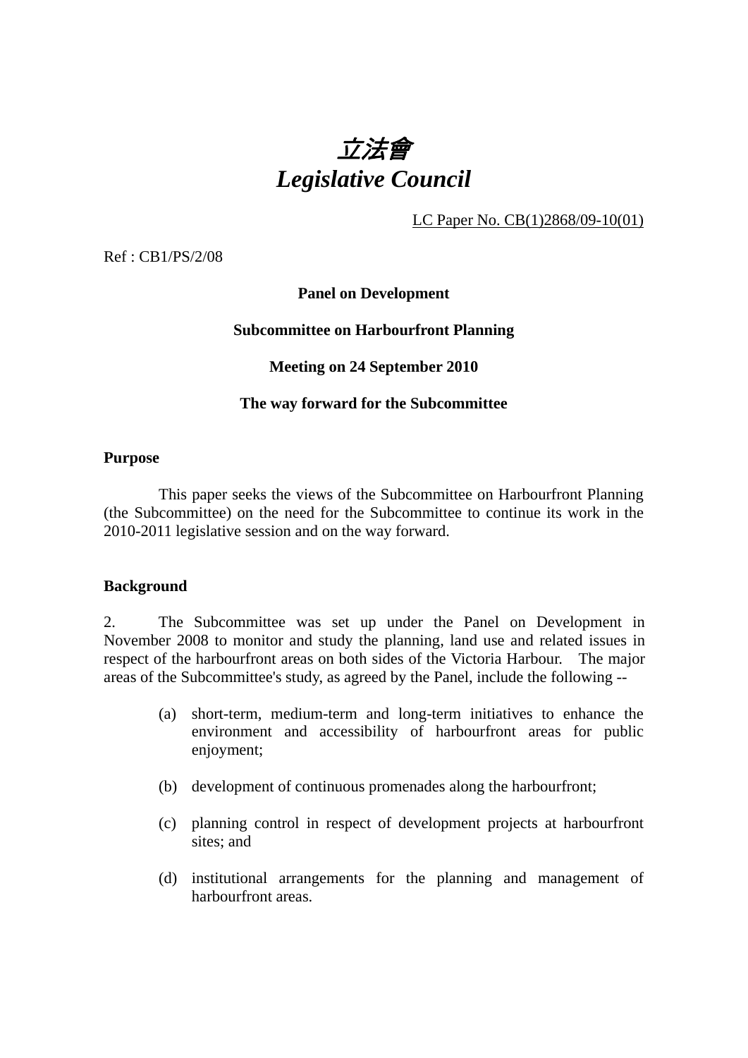# *立法會*
# *Legislative Council*

LC Paper No. CB(1)2868/09-10(01)

Ref : CB1/PS/2/08

**Panel on Development**

**Subcommittee on Harbourfront Planning**

**Meeting on 24 September 2010**

**The way forward for the Subcommittee**

**Purpose**

This paper seeks the views of the Subcommittee on Harbourfront Planning (the Subcommittee) on the need for the Subcommittee to continue its work in the 2010-2011 legislative session and on the way forward.

**Background**

2. The Subcommittee was set up under the Panel on Development in November 2008 to monitor and study the planning, land use and related issues in respect of the harbourfront areas on both sides of the Victoria Harbour. The major areas of the Subcommittee's study, as agreed by the Panel, include the following --

(a) short-term, medium-term and long-term initiatives to enhance the environment and accessibility of harbourfront areas for public enjoyment;

(b) development of continuous promenades along the harbourfront;

(c) planning control in respect of development projects at harbourfront sites; and

(d) institutional arrangements for the planning and management of harbourfront areas.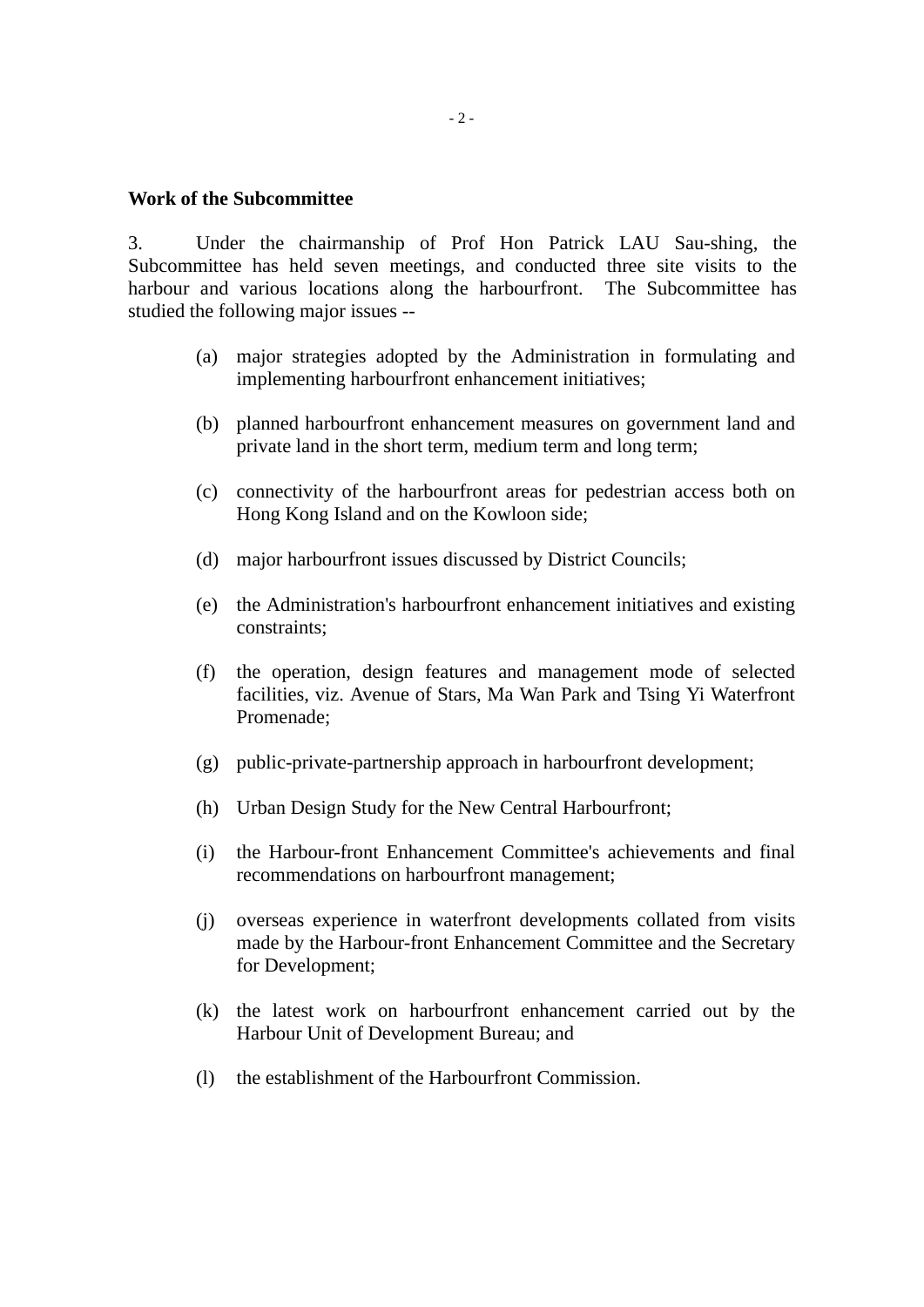**Work of the Subcommittee**

3. Under the chairmanship of Prof Hon Patrick LAU Sau-shing, the Subcommittee has held seven meetings, and conducted three site visits to the harbour and various locations along the harbourfront. The Subcommittee has studied the following major issues --

(a) major strategies adopted by the Administration in formulating and implementing harbourfront enhancement initiatives;

(b) planned harbourfront enhancement measures on government land and private land in the short term, medium term and long term;

(c) connectivity of the harbourfront areas for pedestrian access both on Hong Kong Island and on the Kowloon side;

(d) major harbourfront issues discussed by District Councils;

(e) the Administration's harbourfront enhancement initiatives and existing constraints;

(f) the operation, design features and management mode of selected facilities, viz. Avenue of Stars, Ma Wan Park and Tsing Yi Waterfront Promenade;

(g) public-private-partnership approach in harbourfront development;

(h) Urban Design Study for the New Central Harbourfront;

(i) the Harbour-front Enhancement Committee's achievements and final recommendations on harbourfront management;

(j) overseas experience in waterfront developments collated from visits made by the Harbour-front Enhancement Committee and the Secretary for Development;

(k) the latest work on harbourfront enhancement carried out by the Harbour Unit of Development Bureau; and

(l) the establishment of the Harbourfront Commission.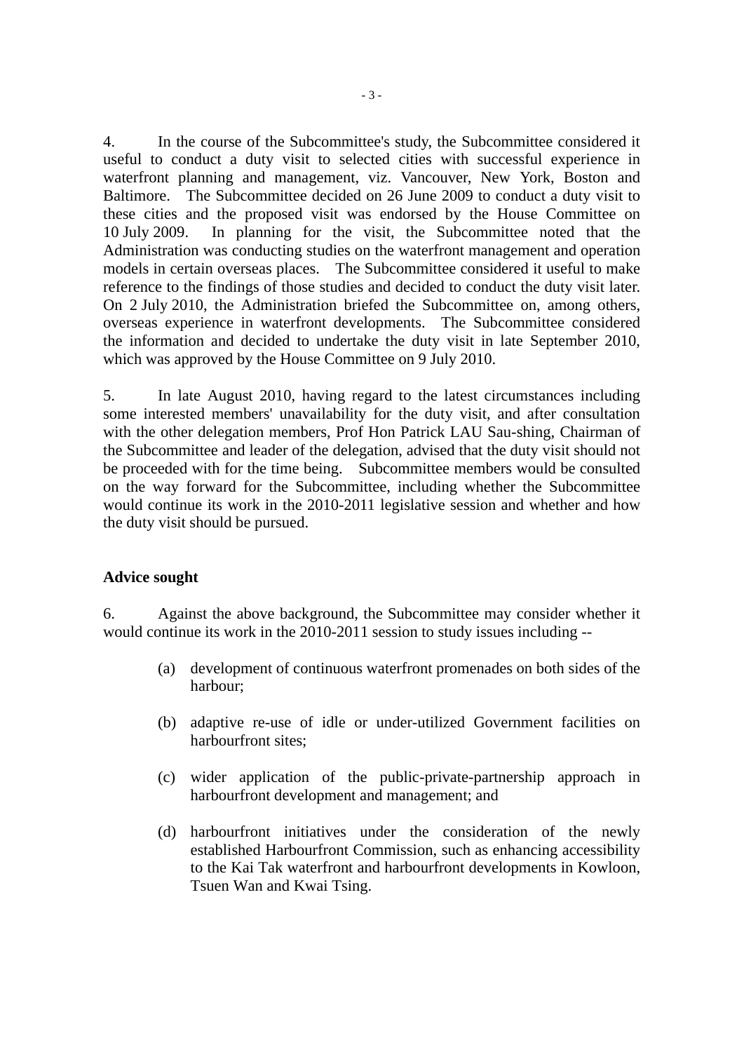4. In the course of the Subcommittee's study, the Subcommittee considered it useful to conduct a duty visit to selected cities with successful experience in waterfront planning and management, viz. Vancouver, New York, Boston and Baltimore. The Subcommittee decided on 26 June 2009 to conduct a duty visit to these cities and the proposed visit was endorsed by the House Committee on 10 July 2009. In planning for the visit, the Subcommittee noted that the Administration was conducting studies on the waterfront management and operation models in certain overseas places. The Subcommittee considered it useful to make reference to the findings of those studies and decided to conduct the duty visit later. On 2 July 2010, the Administration briefed the Subcommittee on, among others, overseas experience in waterfront developments. The Subcommittee considered the information and decided to undertake the duty visit in late September 2010, which was approved by the House Committee on 9 July 2010.

5. In late August 2010, having regard to the latest circumstances including some interested members' unavailability for the duty visit, and after consultation with the other delegation members, Prof Hon Patrick LAU Sau-shing, Chairman of the Subcommittee and leader of the delegation, advised that the duty visit should not be proceeded with for the time being. Subcommittee members would be consulted on the way forward for the Subcommittee, including whether the Subcommittee would continue its work in the 2010-2011 legislative session and whether and how the duty visit should be pursued.

**Advice sought**

6. Against the above background, the Subcommittee may consider whether it would continue its work in the 2010-2011 session to study issues including --

(a) development of continuous waterfront promenades on both sides of the harbour;

(b) adaptive re-use of idle or under-utilized Government facilities on harbourfront sites;

(c) wider application of the public-private-partnership approach in harbourfront development and management; and

(d) harbourfront initiatives under the consideration of the newly established Harbourfront Commission, such as enhancing accessibility to the Kai Tak waterfront and harbourfront developments in Kowloon, Tsuen Wan and Kwai Tsing.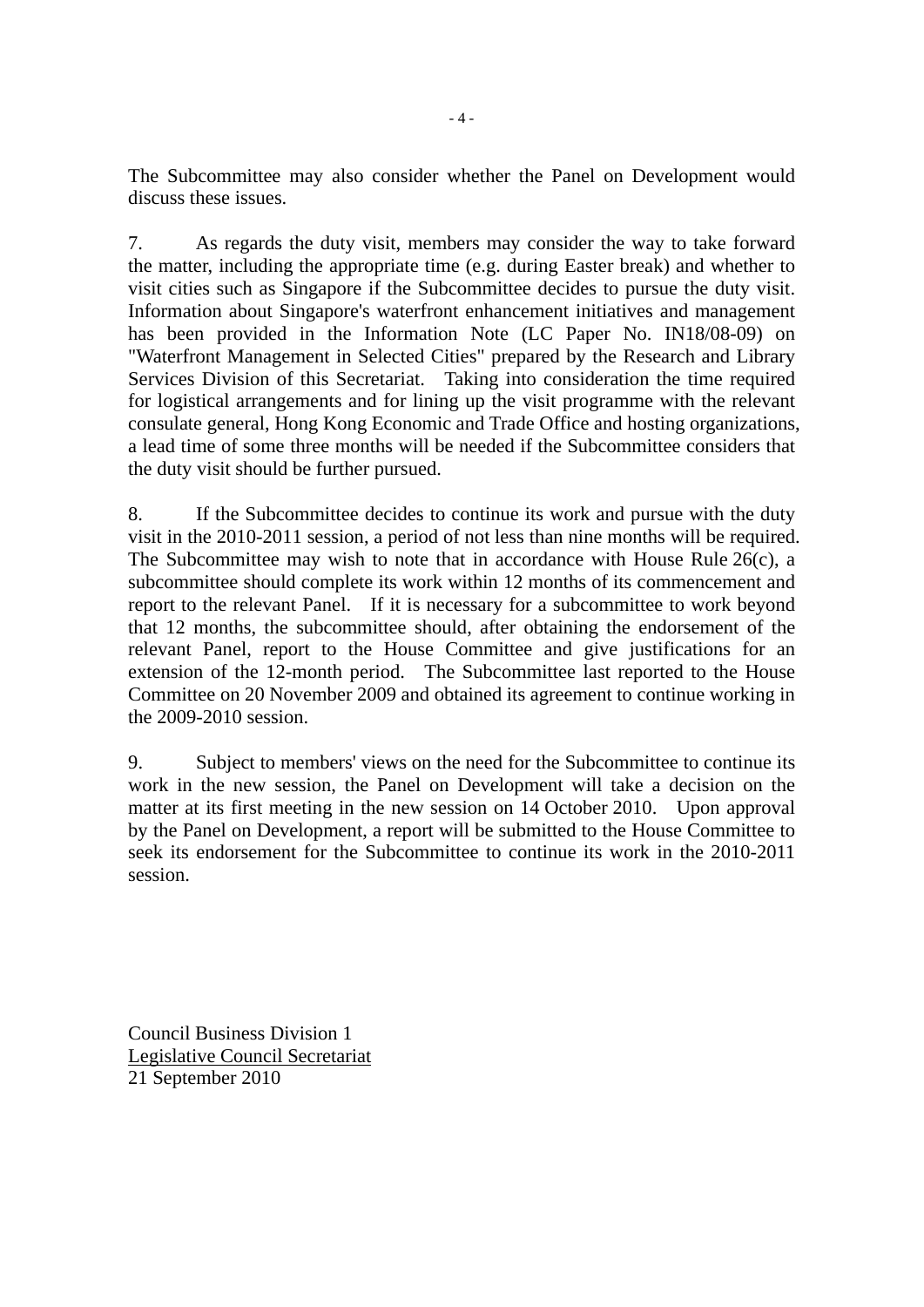The Subcommittee may also consider whether the Panel on Development would discuss these issues.

7. As regards the duty visit, members may consider the way to take forward the matter, including the appropriate time (e.g. during Easter break) and whether to visit cities such as Singapore if the Subcommittee decides to pursue the duty visit. Information about Singapore's waterfront enhancement initiatives and management has been provided in the Information Note (LC Paper No. IN18/08-09) on "Waterfront Management in Selected Cities" prepared by the Research and Library Services Division of this Secretariat. Taking into consideration the time required for logistical arrangements and for lining up the visit programme with the relevant consulate general, Hong Kong Economic and Trade Office and hosting organizations, a lead time of some three months will be needed if the Subcommittee considers that the duty visit should be further pursued.

8. If the Subcommittee decides to continue its work and pursue with the duty visit in the 2010-2011 session, a period of not less than nine months will be required. The Subcommittee may wish to note that in accordance with House Rule 26(c), a subcommittee should complete its work within 12 months of its commencement and report to the relevant Panel. If it is necessary for a subcommittee to work beyond that 12 months, the subcommittee should, after obtaining the endorsement of the relevant Panel, report to the House Committee and give justifications for an extension of the 12-month period. The Subcommittee last reported to the House Committee on 20 November 2009 and obtained its agreement to continue working in the 2009-2010 session.

9. Subject to members' views on the need for the Subcommittee to continue its work in the new session, the Panel on Development will take a decision on the matter at its first meeting in the new session on 14 October 2010. Upon approval by the Panel on Development, a report will be submitted to the House Committee to seek its endorsement for the Subcommittee to continue its work in the 2010-2011 session.

Council Business Division 1
Legislative Council Secretariat
21 September 2010